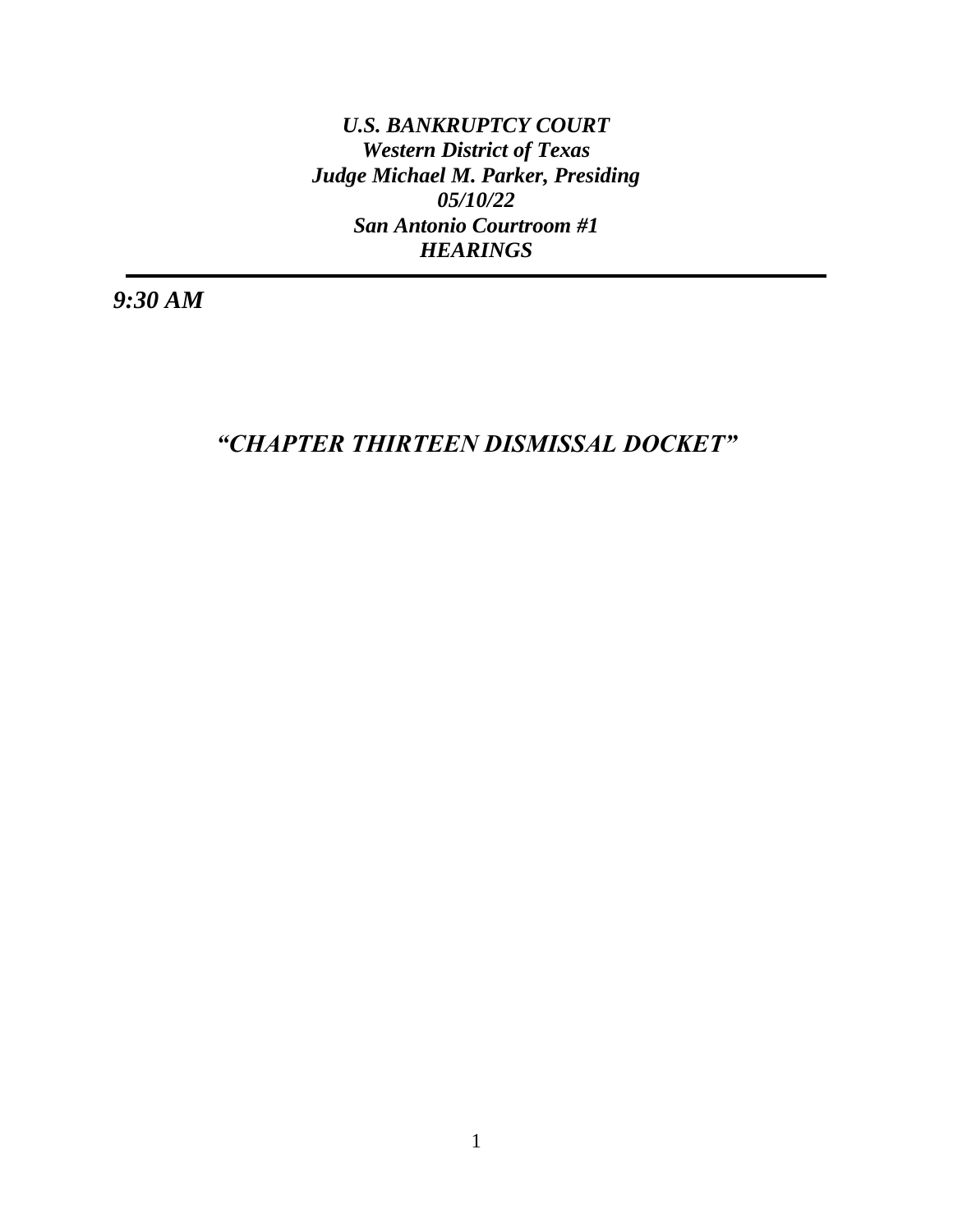***U.S. BANKRUPTCY COURT***
***Western District of Texas***
***Judge Michael M. Parker, Presiding***
***05/10/22***
***San Antonio Courtroom #1***
***HEARINGS***

---

***9:30 AM***

## ***“CHAPTER THIRTEEN DISMISSAL DOCKET”***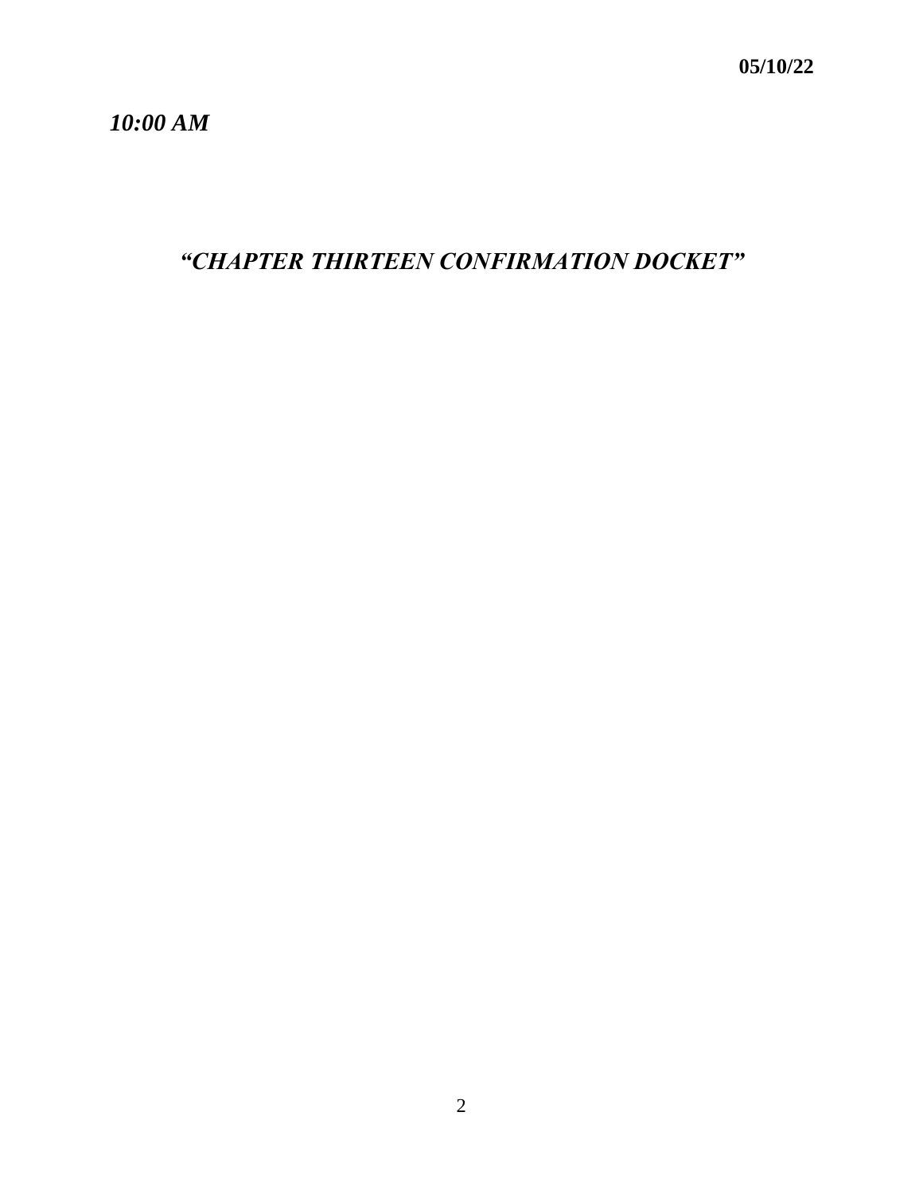**05/10/22**

***10:00 AM***

## *"CHAPTER THIRTEEN CONFIRMATION DOCKET"*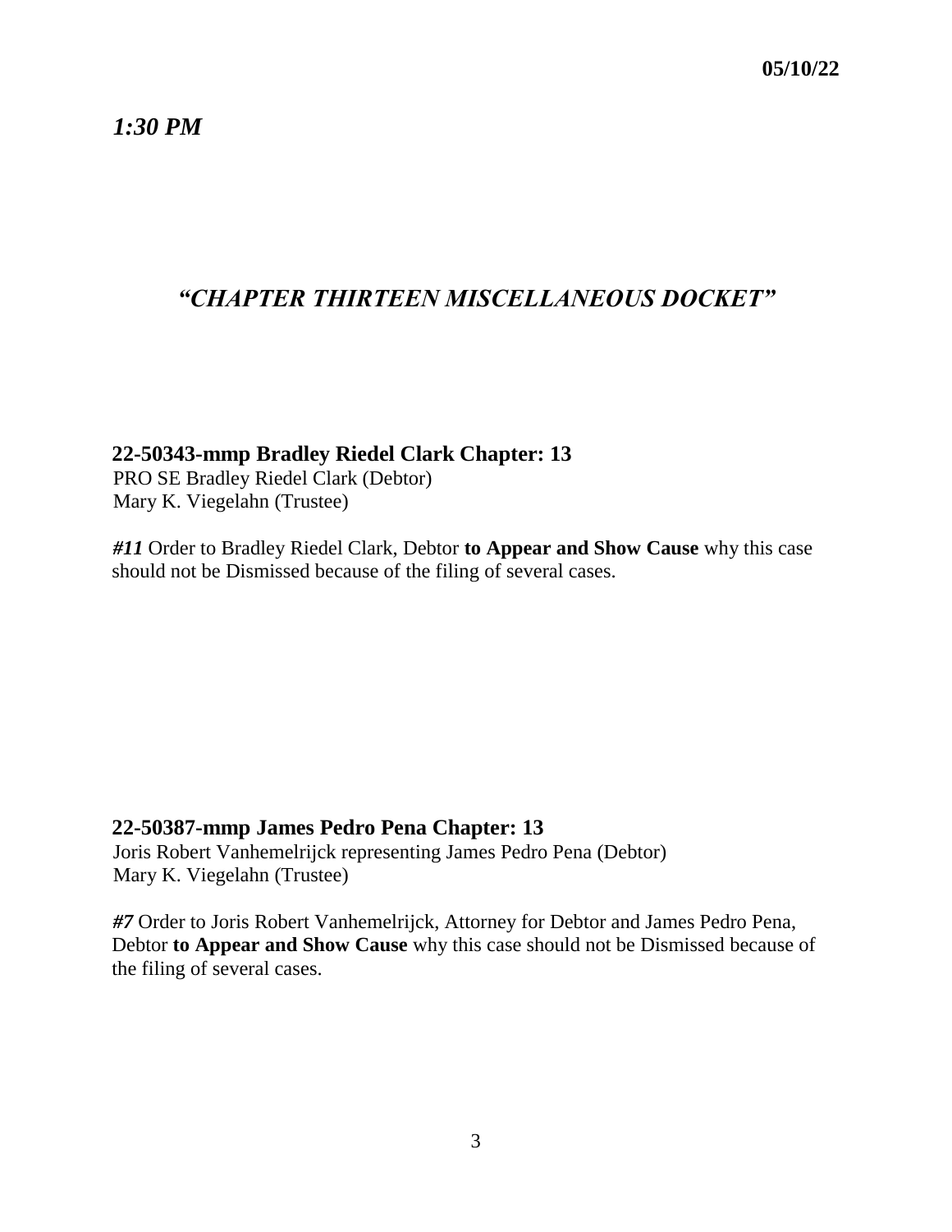**05/10/22**

***1:30 PM***

## *"CHAPTER THIRTEEN MISCELLANEOUS DOCKET"*

### 22-50343-mmp Bradley Riedel Clark Chapter: 13

PRO SE Bradley Riedel Clark (Debtor)
Mary K. Viegelahn (Trustee)

***#11*** Order to Bradley Riedel Clark, Debtor **to Appear and Show Cause** why this case should not be Dismissed because of the filing of several cases.

### 22-50387-mmp James Pedro Pena Chapter: 13

Joris Robert Vanhemelrijck representing James Pedro Pena (Debtor)
Mary K. Viegelahn (Trustee)

***#7*** Order to Joris Robert Vanhemelrijck, Attorney for Debtor and James Pedro Pena, Debtor **to Appear and Show Cause** why this case should not be Dismissed because of the filing of several cases.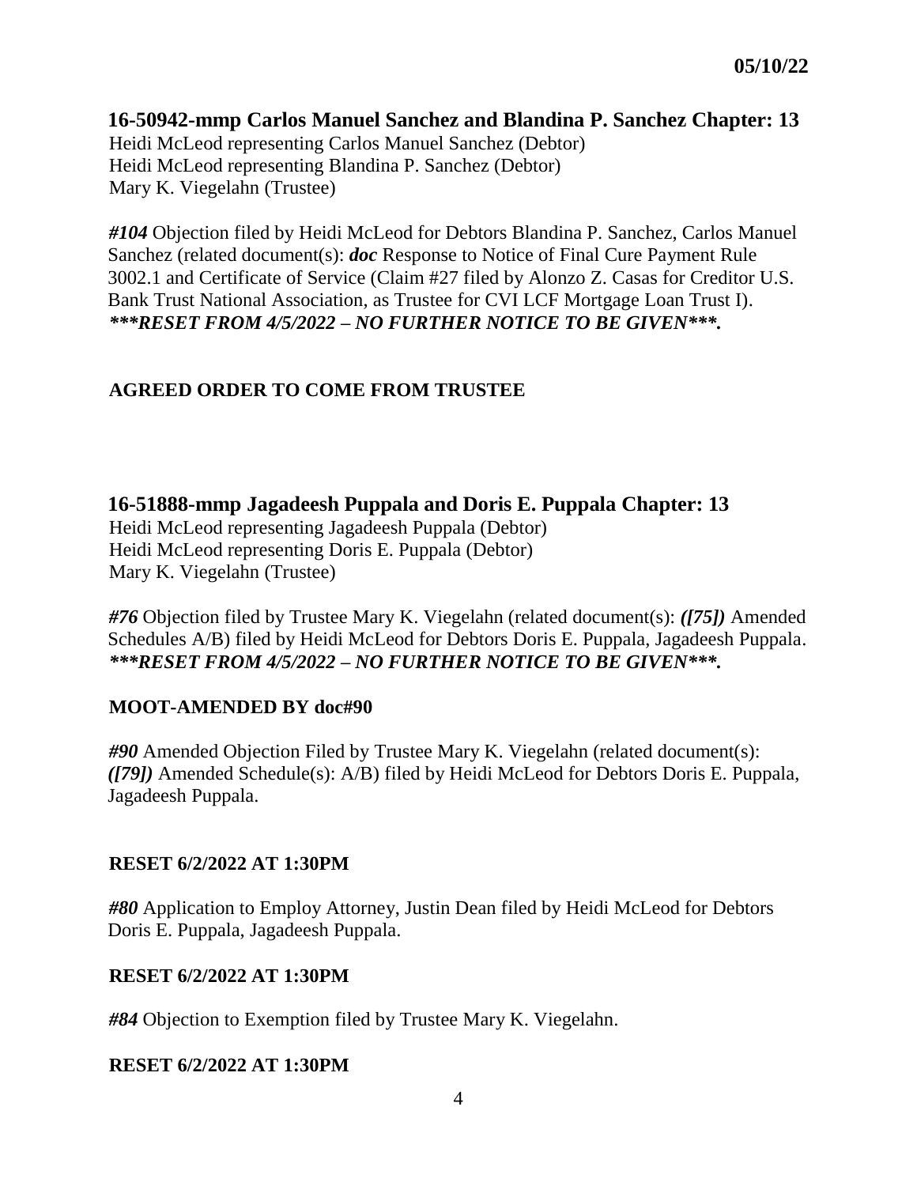**05/10/22**

## 16-50942-mmp Carlos Manuel Sanchez and Blandina P. Sanchez Chapter: 13

Heidi McLeod representing Carlos Manuel Sanchez (Debtor)
Heidi McLeod representing Blandina P. Sanchez (Debtor)
Mary K. Viegelahn (Trustee)

***#104*** Objection filed by Heidi McLeod for Debtors Blandina P. Sanchez, Carlos Manuel Sanchez (related document(s): ***doc*** Response to Notice of Final Cure Payment Rule 3002.1 and Certificate of Service (Claim #27 filed by Alonzo Z. Casas for Creditor U.S. Bank Trust National Association, as Trustee for CVI LCF Mortgage Loan Trust I). ***\*\*\*RESET FROM 4/5/2022 – NO FURTHER NOTICE TO BE GIVEN\*\*\*.***

**AGREED ORDER TO COME FROM TRUSTEE**

## 16-51888-mmp Jagadeesh Puppala and Doris E. Puppala Chapter: 13

Heidi McLeod representing Jagadeesh Puppala (Debtor)
Heidi McLeod representing Doris E. Puppala (Debtor)
Mary K. Viegelahn (Trustee)

***#76*** Objection filed by Trustee Mary K. Viegelahn (related document(s): ***([75])*** Amended Schedules A/B) filed by Heidi McLeod for Debtors Doris E. Puppala, Jagadeesh Puppala. ***\*\*\*RESET FROM 4/5/2022 – NO FURTHER NOTICE TO BE GIVEN\*\*\*.***

**MOOT-AMENDED BY doc#90**

***#90*** Amended Objection Filed by Trustee Mary K. Viegelahn (related document(s): ***([79])*** Amended Schedule(s): A/B) filed by Heidi McLeod for Debtors Doris E. Puppala, Jagadeesh Puppala.

**RESET 6/2/2022 AT 1:30PM**

***#80*** Application to Employ Attorney, Justin Dean filed by Heidi McLeod for Debtors Doris E. Puppala, Jagadeesh Puppala.

**RESET 6/2/2022 AT 1:30PM**

***#84*** Objection to Exemption filed by Trustee Mary K. Viegelahn.

**RESET 6/2/2022 AT 1:30PM**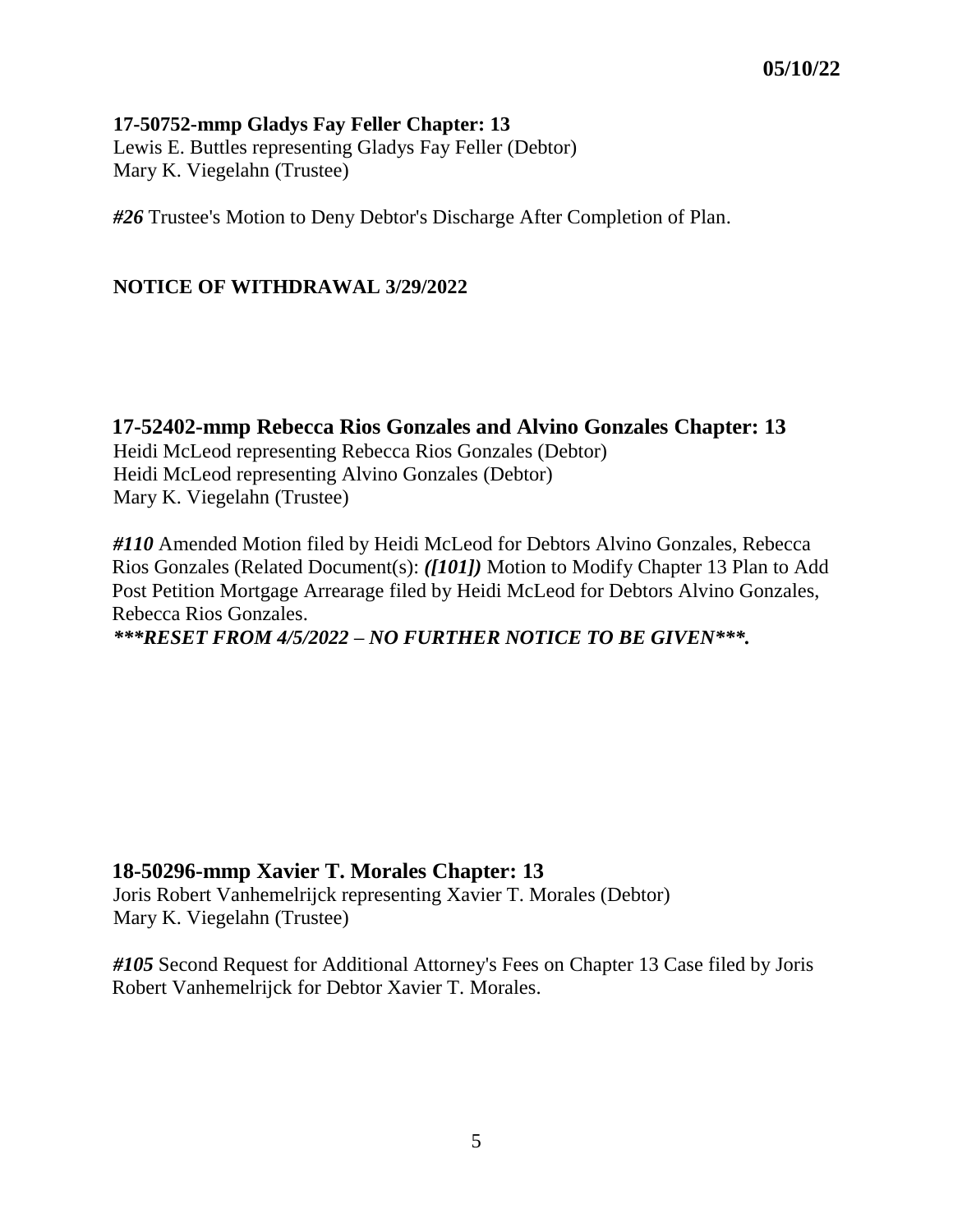**05/10/22**

**17-50752-mmp Gladys Fay Feller Chapter: 13**
Lewis E. Buttles representing Gladys Fay Feller (Debtor)
Mary K. Viegelahn (Trustee)

***#26*** Trustee's Motion to Deny Debtor's Discharge After Completion of Plan.

**NOTICE OF WITHDRAWAL 3/29/2022**

**17-52402-mmp Rebecca Rios Gonzales and Alvino Gonzales Chapter: 13**
Heidi McLeod representing Rebecca Rios Gonzales (Debtor)
Heidi McLeod representing Alvino Gonzales (Debtor)
Mary K. Viegelahn (Trustee)

***#110*** Amended Motion filed by Heidi McLeod for Debtors Alvino Gonzales, Rebecca Rios Gonzales (Related Document(s): ***([101])*** Motion to Modify Chapter 13 Plan to Add Post Petition Mortgage Arrearage filed by Heidi McLeod for Debtors Alvino Gonzales, Rebecca Rios Gonzales.
***\*\*\*RESET FROM 4/5/2022 – NO FURTHER NOTICE TO BE GIVEN\*\*\*.***

**18-50296-mmp Xavier T. Morales Chapter: 13**
Joris Robert Vanhemelrijck representing Xavier T. Morales (Debtor)
Mary K. Viegelahn (Trustee)

***#105*** Second Request for Additional Attorney's Fees on Chapter 13 Case filed by Joris Robert Vanhemelrijck for Debtor Xavier T. Morales.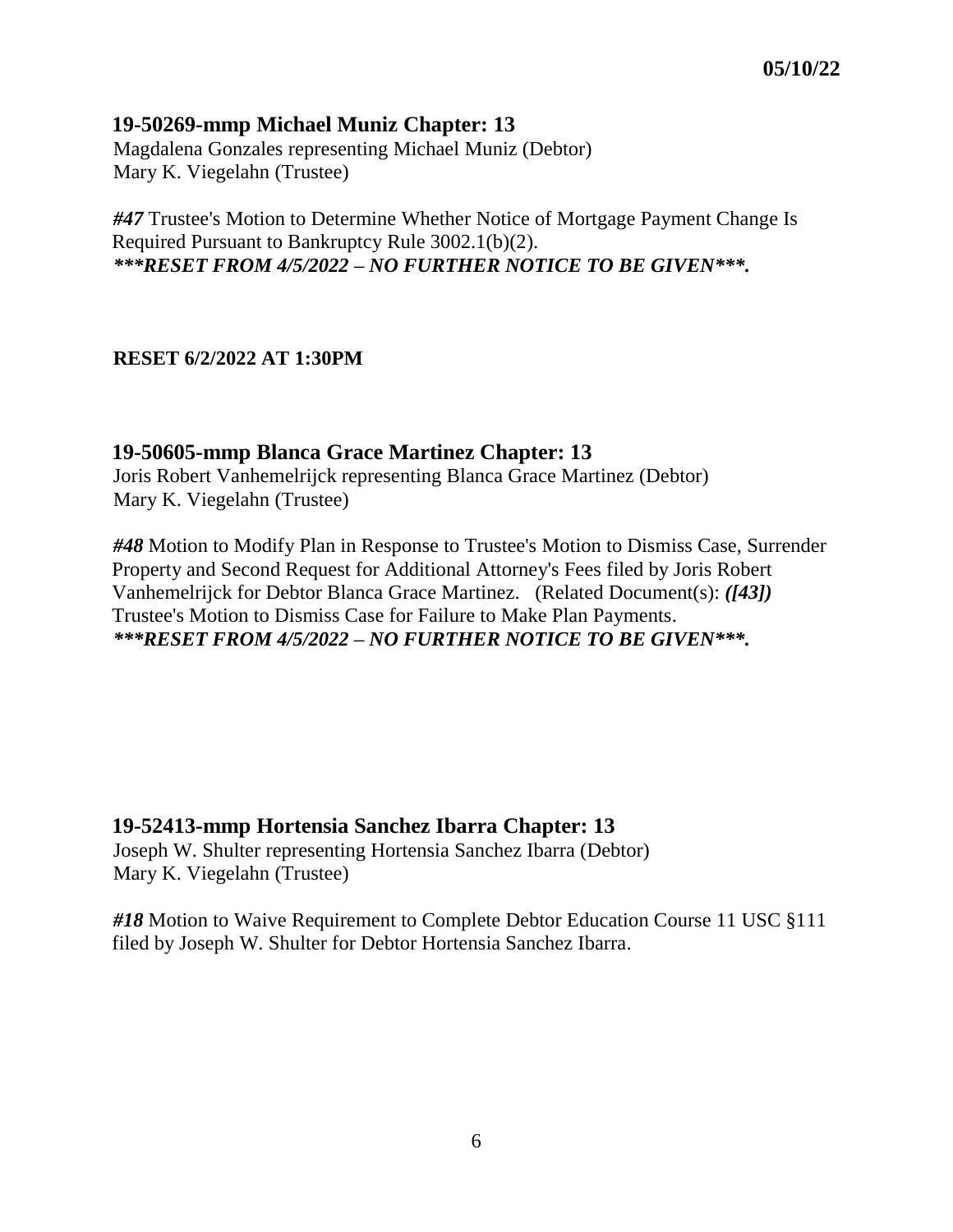**05/10/22**

## 19-50269-mmp Michael Muniz Chapter: 13

Magdalena Gonzales representing Michael Muniz (Debtor)
Mary K. Viegelahn (Trustee)

***#47*** Trustee's Motion to Determine Whether Notice of Mortgage Payment Change Is Required Pursuant to Bankruptcy Rule 3002.1(b)(2).
***\*\*\*RESET FROM 4/5/2022 – NO FURTHER NOTICE TO BE GIVEN\*\*\*.***

**RESET 6/2/2022 AT 1:30PM**

## 19-50605-mmp Blanca Grace Martinez Chapter: 13

Joris Robert Vanhemelrijck representing Blanca Grace Martinez (Debtor)
Mary K. Viegelahn (Trustee)

***#48*** Motion to Modify Plan in Response to Trustee's Motion to Dismiss Case, Surrender Property and Second Request for Additional Attorney's Fees filed by Joris Robert Vanhemelrijck for Debtor Blanca Grace Martinez. (Related Document(s): ***([43])*** Trustee's Motion to Dismiss Case for Failure to Make Plan Payments.
***\*\*\*RESET FROM 4/5/2022 – NO FURTHER NOTICE TO BE GIVEN\*\*\*.***

## 19-52413-mmp Hortensia Sanchez Ibarra Chapter: 13

Joseph W. Shulter representing Hortensia Sanchez Ibarra (Debtor)
Mary K. Viegelahn (Trustee)

***#18*** Motion to Waive Requirement to Complete Debtor Education Course 11 USC §111 filed by Joseph W. Shulter for Debtor Hortensia Sanchez Ibarra.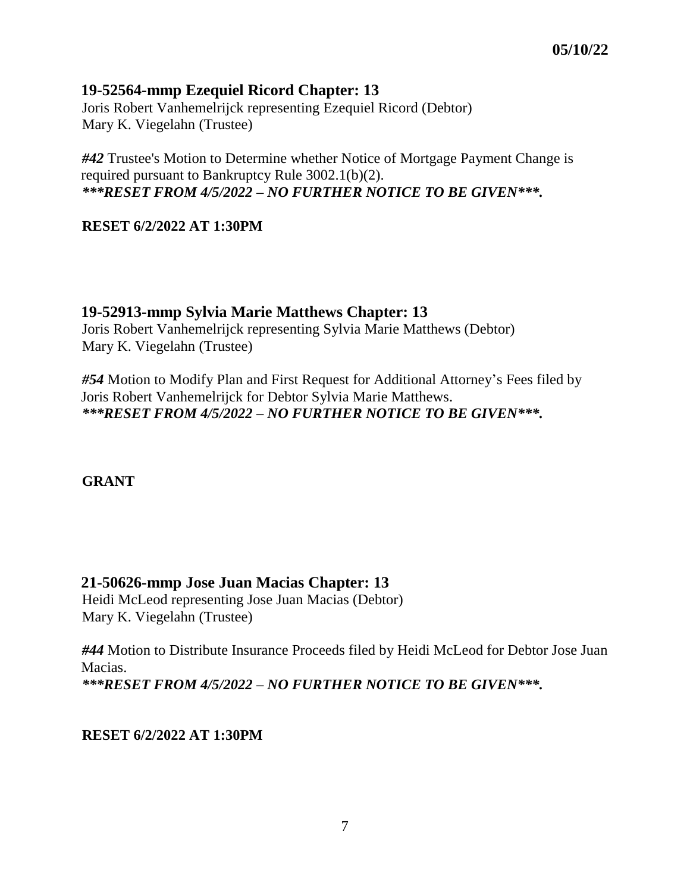**05/10/22**

## 19-52564-mmp Ezequiel Ricord Chapter: 13

Joris Robert Vanhemelrijck representing Ezequiel Ricord (Debtor)
Mary K. Viegelahn (Trustee)

***#42*** Trustee's Motion to Determine whether Notice of Mortgage Payment Change is required pursuant to Bankruptcy Rule 3002.1(b)(2).
***\*\*\*RESET FROM 4/5/2022 – NO FURTHER NOTICE TO BE GIVEN\*\*\*.***

**RESET 6/2/2022 AT 1:30PM**

## 19-52913-mmp Sylvia Marie Matthews Chapter: 13

Joris Robert Vanhemelrijck representing Sylvia Marie Matthews (Debtor)
Mary K. Viegelahn (Trustee)

***#54*** Motion to Modify Plan and First Request for Additional Attorney's Fees filed by Joris Robert Vanhemelrijck for Debtor Sylvia Marie Matthews.
***\*\*\*RESET FROM 4/5/2022 – NO FURTHER NOTICE TO BE GIVEN\*\*\*.***

**GRANT**

## 21-50626-mmp Jose Juan Macias Chapter: 13

Heidi McLeod representing Jose Juan Macias (Debtor)
Mary K. Viegelahn (Trustee)

***#44*** Motion to Distribute Insurance Proceeds filed by Heidi McLeod for Debtor Jose Juan Macias.
***\*\*\*RESET FROM 4/5/2022 – NO FURTHER NOTICE TO BE GIVEN\*\*\*.***

**RESET 6/2/2022 AT 1:30PM**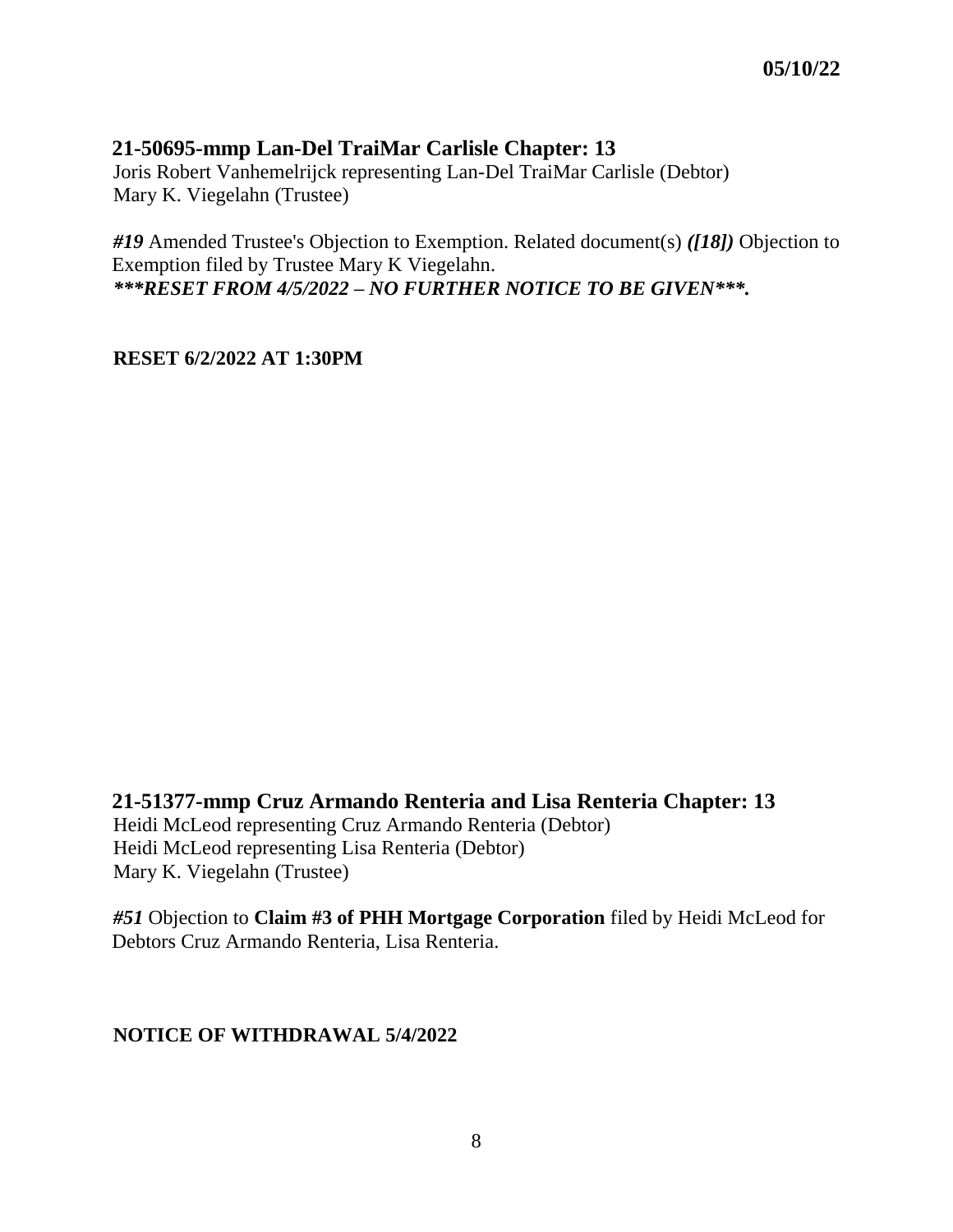**05/10/22**

## 21-50695-mmp Lan-Del TraiMar Carlisle Chapter: 13

Joris Robert Vanhemelrijck representing Lan-Del TraiMar Carlisle (Debtor)
Mary K. Viegelahn (Trustee)

***#19*** Amended Trustee's Objection to Exemption. Related document(s) ***([18])*** Objection to Exemption filed by Trustee Mary K Viegelahn.
***\*\*\*RESET FROM 4/5/2022 – NO FURTHER NOTICE TO BE GIVEN\*\*\*.***

**RESET 6/2/2022 AT 1:30PM**

## 21-51377-mmp Cruz Armando Renteria and Lisa Renteria Chapter: 13

Heidi McLeod representing Cruz Armando Renteria (Debtor)
Heidi McLeod representing Lisa Renteria (Debtor)
Mary K. Viegelahn (Trustee)

***#51*** Objection to **Claim #3 of PHH Mortgage Corporation** filed by Heidi McLeod for Debtors Cruz Armando Renteria, Lisa Renteria.

**NOTICE OF WITHDRAWAL 5/4/2022**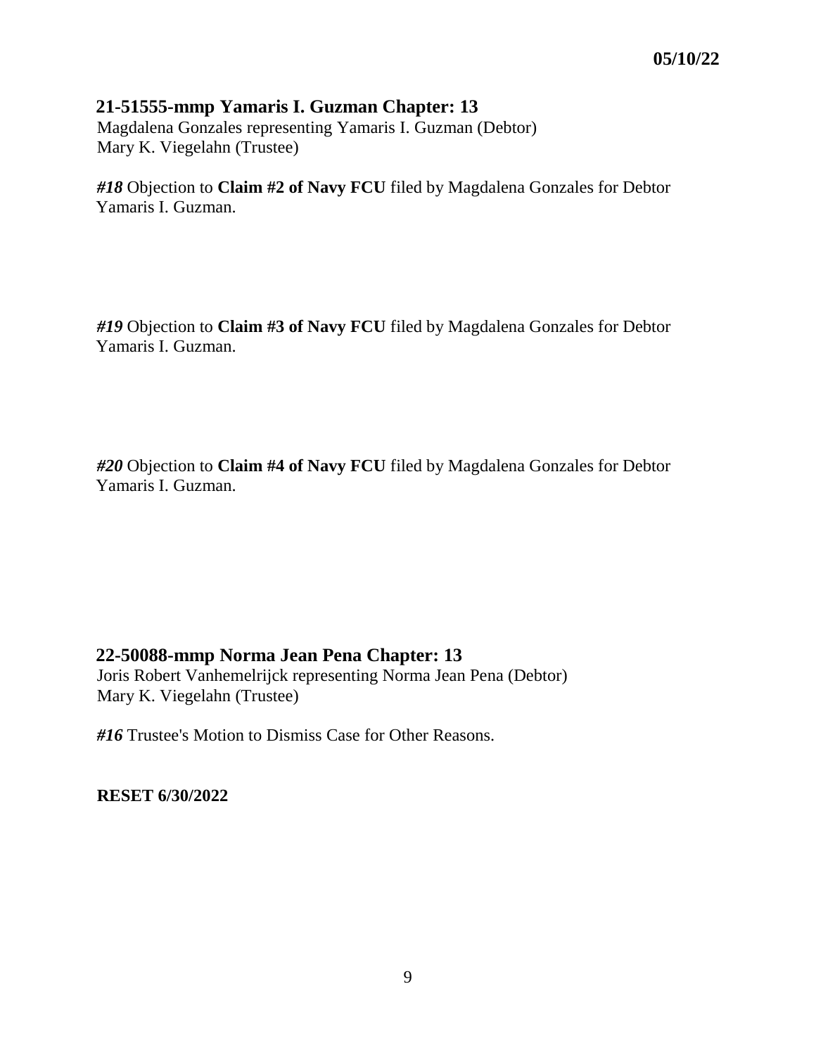**05/10/22**

### 21-51555-mmp Yamaris I. Guzman Chapter: 13

Magdalena Gonzales representing Yamaris I. Guzman (Debtor)
Mary K. Viegelahn (Trustee)

***#18*** Objection to **Claim #2 of Navy FCU** filed by Magdalena Gonzales for Debtor Yamaris I. Guzman.

***#19*** Objection to **Claim #3 of Navy FCU** filed by Magdalena Gonzales for Debtor Yamaris I. Guzman.

***#20*** Objection to **Claim #4 of Navy FCU** filed by Magdalena Gonzales for Debtor Yamaris I. Guzman.

### 22-50088-mmp Norma Jean Pena Chapter: 13

Joris Robert Vanhemelrijck representing Norma Jean Pena (Debtor)
Mary K. Viegelahn (Trustee)

***#16*** Trustee's Motion to Dismiss Case for Other Reasons.

**RESET 6/30/2022**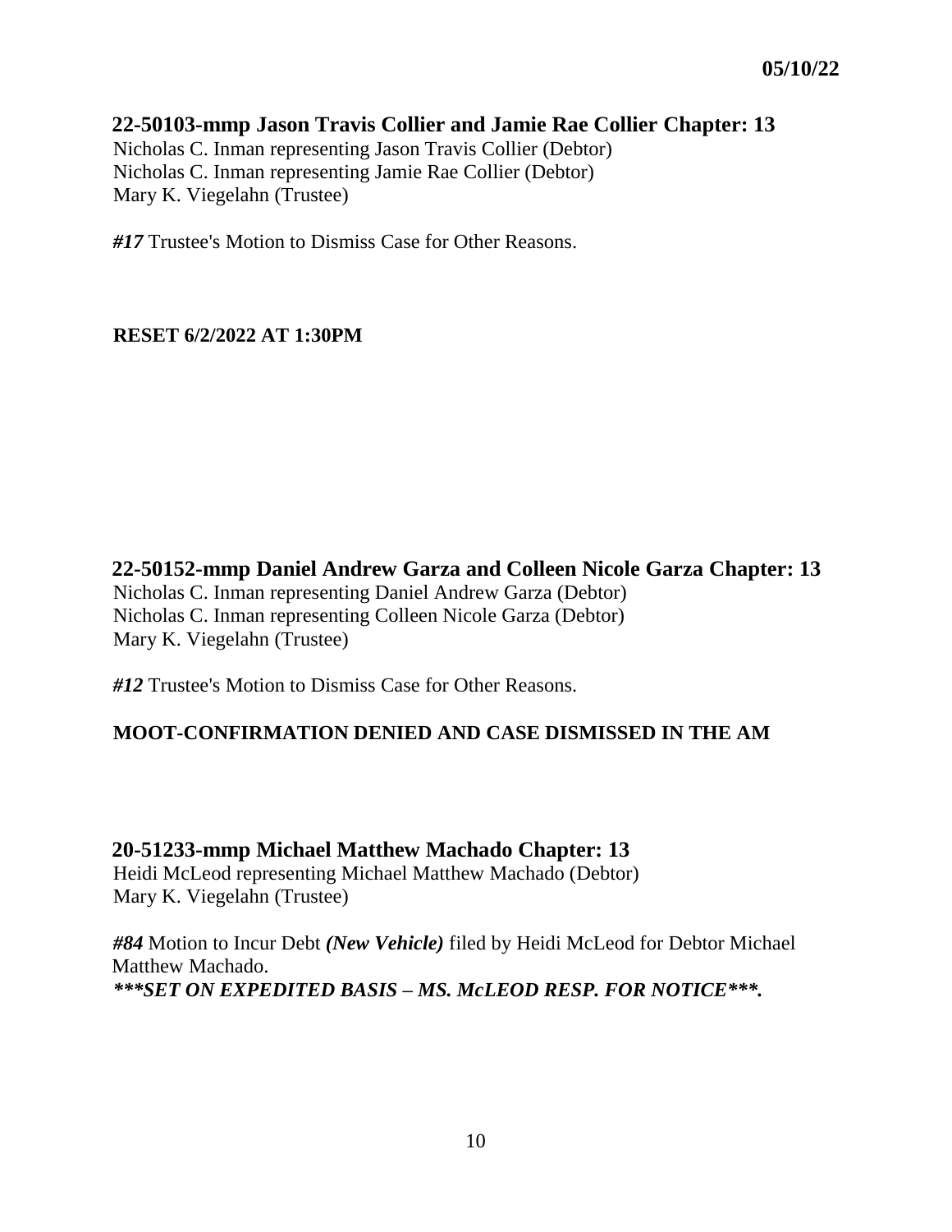**05/10/22**

**22-50103-mmp Jason Travis Collier and Jamie Rae Collier Chapter: 13**
Nicholas C. Inman representing Jason Travis Collier (Debtor)
Nicholas C. Inman representing Jamie Rae Collier (Debtor)
Mary K. Viegelahn (Trustee)

***#17*** Trustee's Motion to Dismiss Case for Other Reasons.

**RESET 6/2/2022 AT 1:30PM**

**22-50152-mmp Daniel Andrew Garza and Colleen Nicole Garza Chapter: 13**
Nicholas C. Inman representing Daniel Andrew Garza (Debtor)
Nicholas C. Inman representing Colleen Nicole Garza (Debtor)
Mary K. Viegelahn (Trustee)

***#12*** Trustee's Motion to Dismiss Case for Other Reasons.

**MOOT-CONFIRMATION DENIED AND CASE DISMISSED IN THE AM**

**20-51233-mmp Michael Matthew Machado Chapter: 13**
Heidi McLeod representing Michael Matthew Machado (Debtor)
Mary K. Viegelahn (Trustee)

***#84*** Motion to Incur Debt ***(New Vehicle)*** filed by Heidi McLeod for Debtor Michael Matthew Machado.
***\*\*\*SET ON EXPEDITED BASIS – MS. McLEOD RESP. FOR NOTICE\*\*\*.***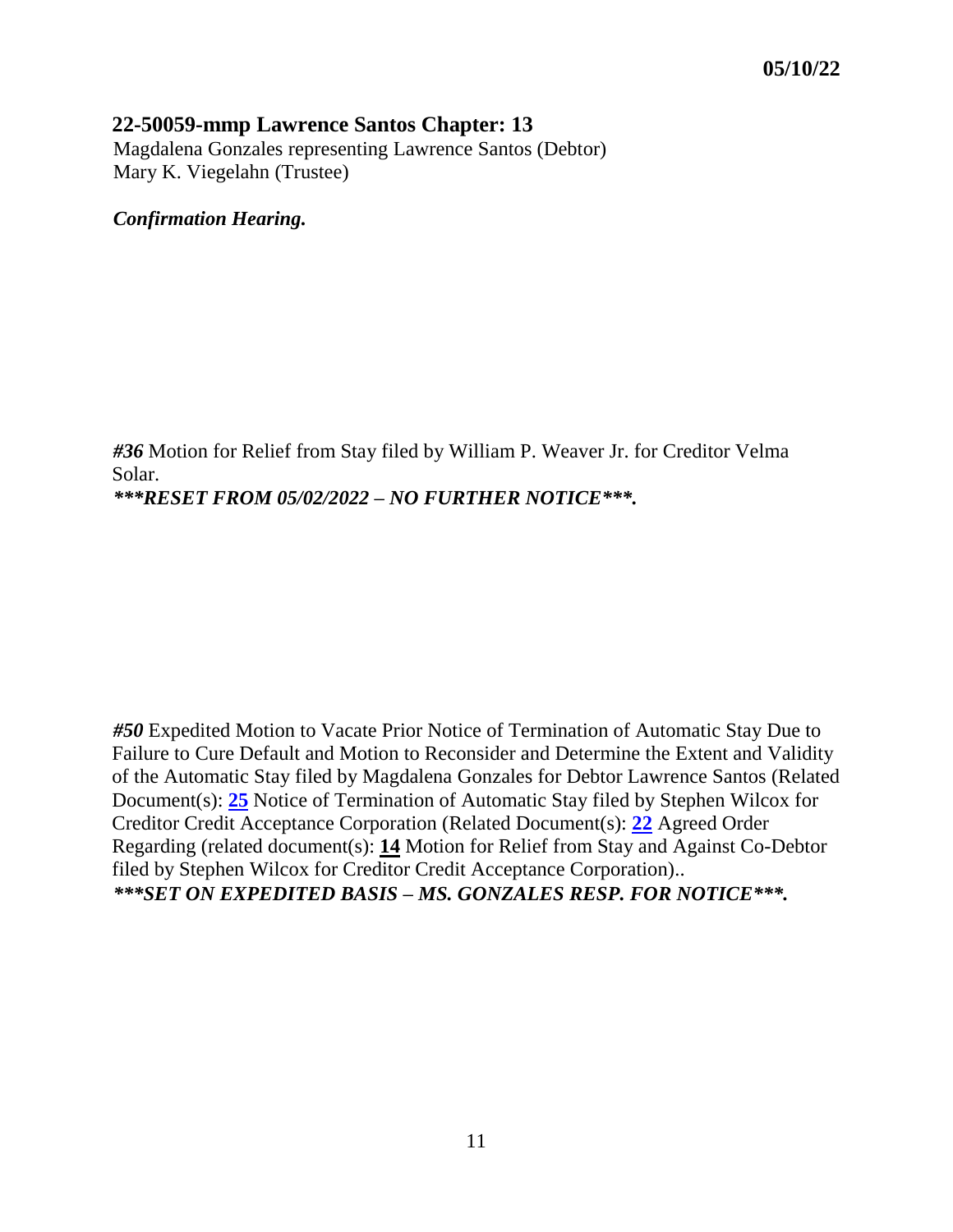**05/10/22**

## 22-50059-mmp Lawrence Santos Chapter: 13

Magdalena Gonzales representing Lawrence Santos (Debtor)
Mary K. Viegelahn (Trustee)

***Confirmation Hearing.***

***#36*** Motion for Relief from Stay filed by William P. Weaver Jr. for Creditor Velma Solar.
***\*\*\*RESET FROM 05/02/2022 – NO FURTHER NOTICE\*\*\*.***

***#50*** Expedited Motion to Vacate Prior Notice of Termination of Automatic Stay Due to Failure to Cure Default and Motion to Reconsider and Determine the Extent and Validity of the Automatic Stay filed by Magdalena Gonzales for Debtor Lawrence Santos (Related Document(s): **25** Notice of Termination of Automatic Stay filed by Stephen Wilcox for Creditor Credit Acceptance Corporation (Related Document(s): **22** Agreed Order Regarding (related document(s): **14** Motion for Relief from Stay and Against Co-Debtor filed by Stephen Wilcox for Creditor Credit Acceptance Corporation)..
***\*\*\*SET ON EXPEDITED BASIS – MS. GONZALES RESP. FOR NOTICE\*\*\*.***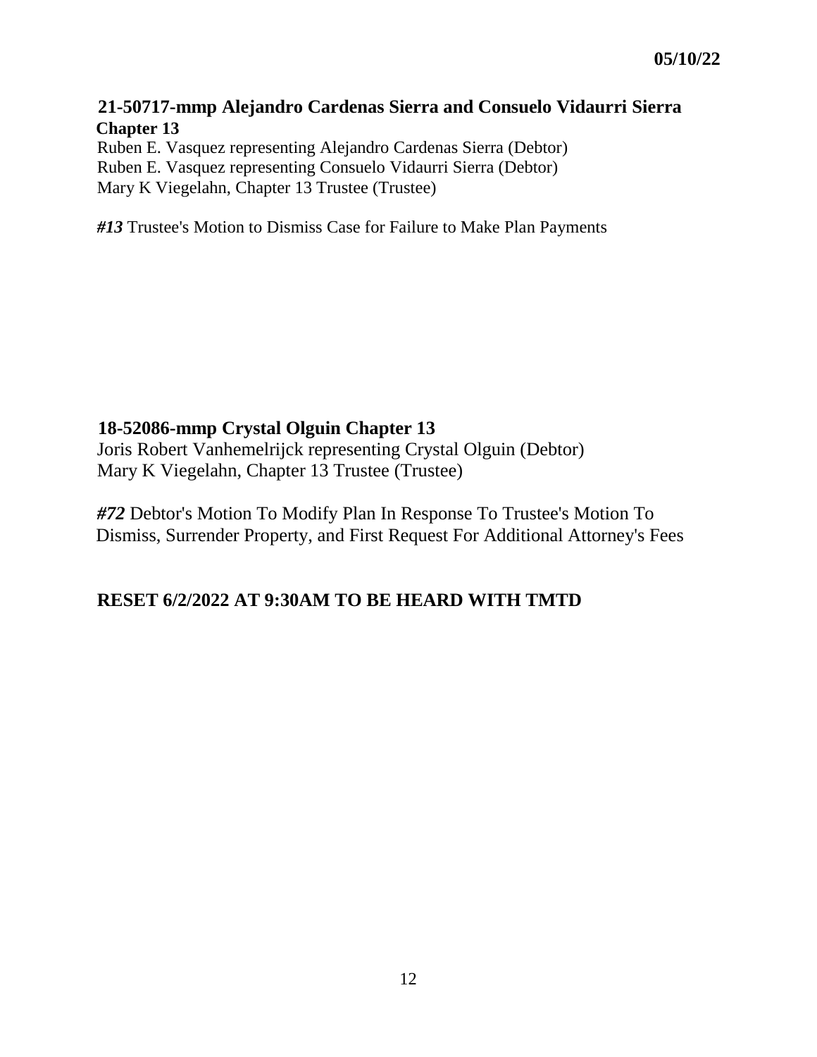**05/10/22**

**21-50717-mmp Alejandro Cardenas Sierra and Consuelo Vidaurri Sierra Chapter 13**

Ruben E. Vasquez representing Alejandro Cardenas Sierra (Debtor)
Ruben E. Vasquez representing Consuelo Vidaurri Sierra (Debtor)
Mary K Viegelahn, Chapter 13 Trustee (Trustee)

***#13*** Trustee's Motion to Dismiss Case for Failure to Make Plan Payments

**18-52086-mmp Crystal Olguin Chapter 13**

Joris Robert Vanhemelrijck representing Crystal Olguin (Debtor)
Mary K Viegelahn, Chapter 13 Trustee (Trustee)

***#72*** Debtor's Motion To Modify Plan In Response To Trustee's Motion To Dismiss, Surrender Property, and First Request For Additional Attorney's Fees

**RESET 6/2/2022 AT 9:30AM TO BE HEARD WITH TMTD**